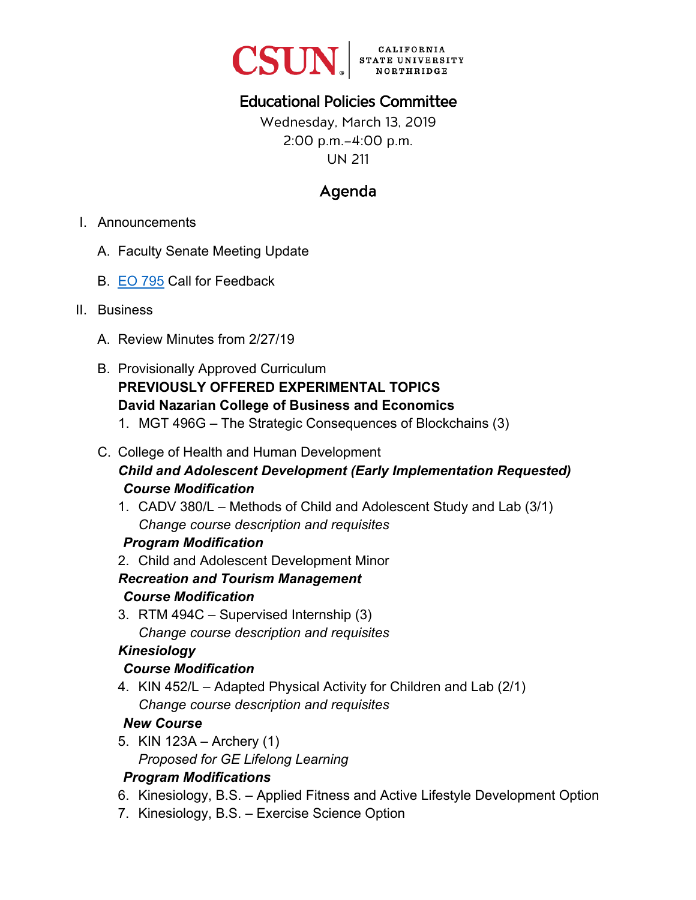CSUN | CALIFORNIA STATE UNIVERSITY NORTHRIDGE

# Educational Policies Committee

Wednesday, March 13, 2019
2:00 p.m.–4:00 p.m.
UN 211

## Agenda

I. Announcements

   A. Faculty Senate Meeting Update

   B. EO 795 Call for Feedback

II. Business

   A. Review Minutes from 2/27/19

   B. Provisionally Approved Curriculum
   **PREVIOUSLY OFFERED EXPERIMENTAL TOPICS**
   **David Nazarian College of Business and Economics**
   1. MGT 496G – The Strategic Consequences of Blockchains (3)

   C. College of Health and Human Development
   ***Child and Adolescent Development (Early Implementation Requested)***
   ***Course Modification***
   1. CADV 380/L – Methods of Child and Adolescent Study and Lab (3/1)
      *Change course description and requisites*

   ***Program Modification***
   2. Child and Adolescent Development Minor

   ***Recreation and Tourism Management***
   ***Course Modification***
   3. RTM 494C – Supervised Internship (3)
      *Change course description and requisites*

   ***Kinesiology***
   ***Course Modification***
   4. KIN 452/L – Adapted Physical Activity for Children and Lab (2/1)
      *Change course description and requisites*

   ***New Course***
   5. KIN 123A – Archery (1)
      *Proposed for GE Lifelong Learning*

   ***Program Modifications***
   6. Kinesiology, B.S. – Applied Fitness and Active Lifestyle Development Option
   7. Kinesiology, B.S. – Exercise Science Option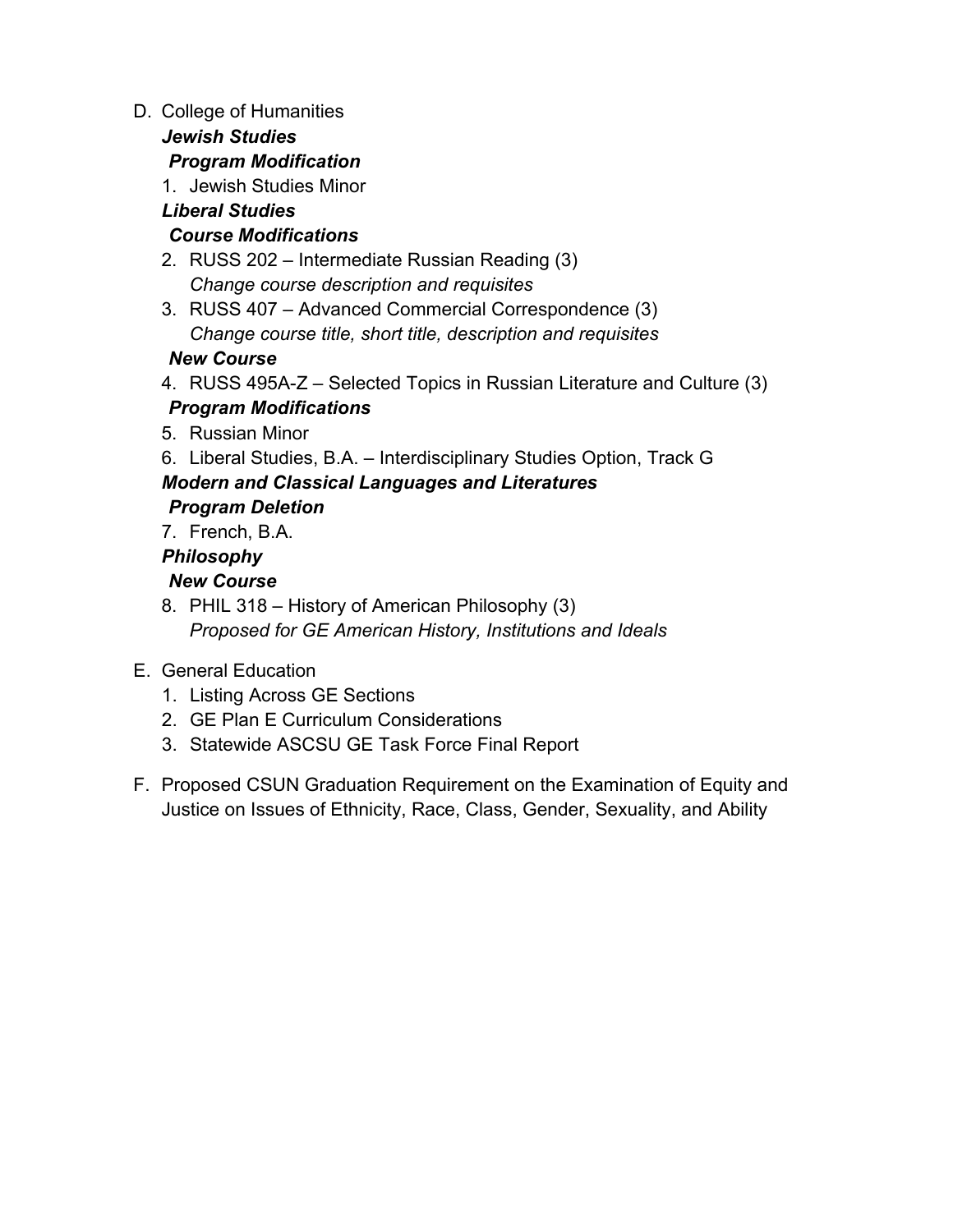D. College of Humanities

***Jewish Studies***

***Program Modification***

1. Jewish Studies Minor

***Liberal Studies***

***Course Modifications***

2. RUSS 202 – Intermediate Russian Reading (3)
   *Change course description and requisites*
3. RUSS 407 – Advanced Commercial Correspondence (3)
   *Change course title, short title, description and requisites*

***New Course***

4. RUSS 495A-Z – Selected Topics in Russian Literature and Culture (3)

***Program Modifications***

5. Russian Minor
6. Liberal Studies, B.A. – Interdisciplinary Studies Option, Track G

***Modern and Classical Languages and Literatures***

***Program Deletion***

7. French, B.A.

***Philosophy***

***New Course***

8. PHIL 318 – History of American Philosophy (3)
   *Proposed for GE American History, Institutions and Ideals*

E. General Education

1. Listing Across GE Sections
2. GE Plan E Curriculum Considerations
3. Statewide ASCSU GE Task Force Final Report

F. Proposed CSUN Graduation Requirement on the Examination of Equity and Justice on Issues of Ethnicity, Race, Class, Gender, Sexuality, and Ability